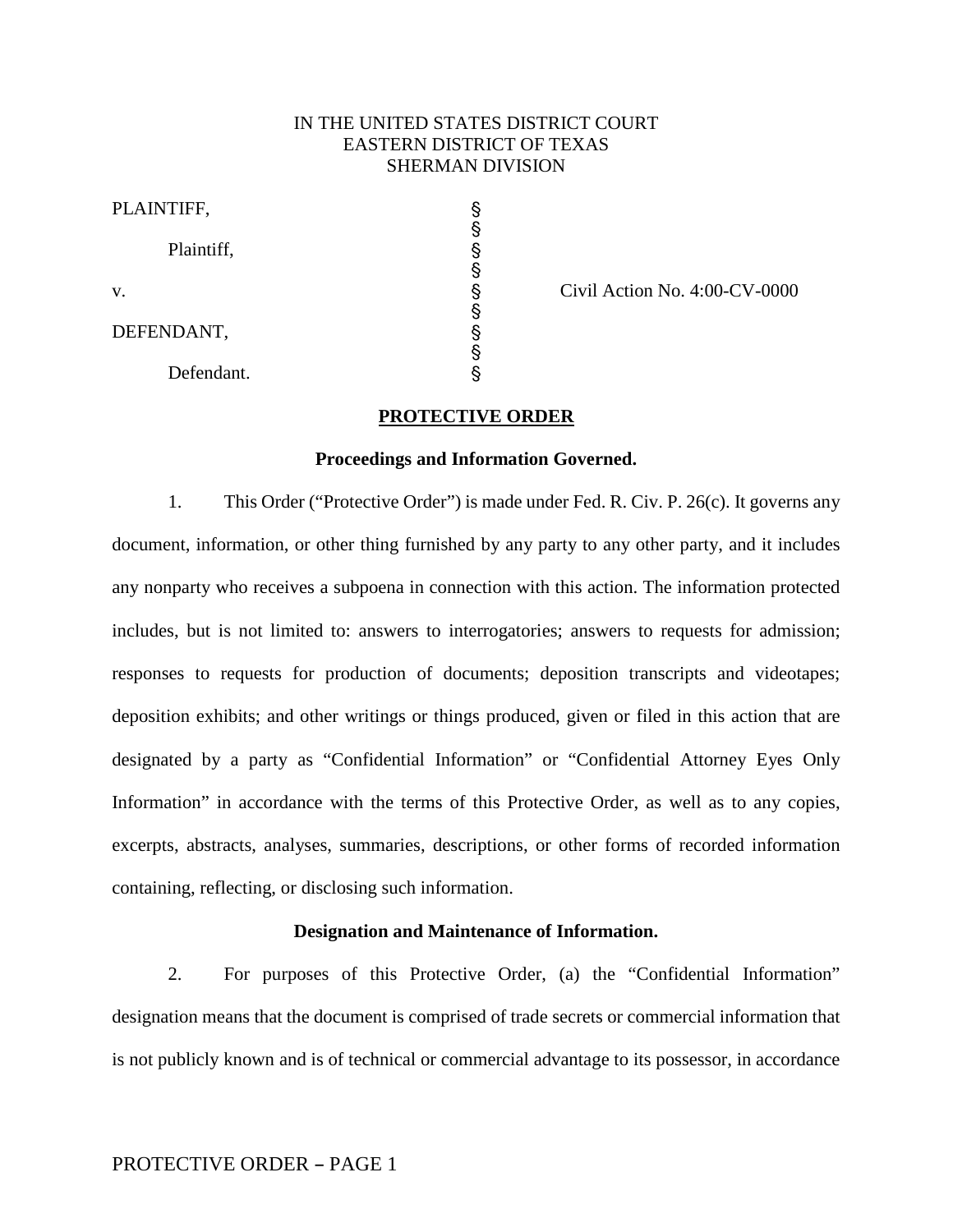IN THE UNITED STATES DISTRICT COURT
EASTERN DISTRICT OF TEXAS
SHERMAN DIVISION

| | | |
|---|---|---|
| PLAINTIFF, | § | |
| | § | |
| Plaintiff, | § | |
| | § | |
| v. | § | Civil Action No. 4:00-CV-0000 |
| | § | |
| DEFENDANT, | § | |
| | § | |
| Defendant. | § | |

# PROTECTIVE ORDER

## Proceedings and Information Governed.

1. This Order ("Protective Order") is made under Fed. R. Civ. P. 26(c). It governs any document, information, or other thing furnished by any party to any other party, and it includes any nonparty who receives a subpoena in connection with this action. The information protected includes, but is not limited to: answers to interrogatories; answers to requests for admission; responses to requests for production of documents; deposition transcripts and videotapes; deposition exhibits; and other writings or things produced, given or filed in this action that are designated by a party as "Confidential Information" or "Confidential Attorney Eyes Only Information" in accordance with the terms of this Protective Order, as well as to any copies, excerpts, abstracts, analyses, summaries, descriptions, or other forms of recorded information containing, reflecting, or disclosing such information.

## Designation and Maintenance of Information.

2. For purposes of this Protective Order, (a) the "Confidential Information" designation means that the document is comprised of trade secrets or commercial information that is not publicly known and is of technical or commercial advantage to its possessor, in accordance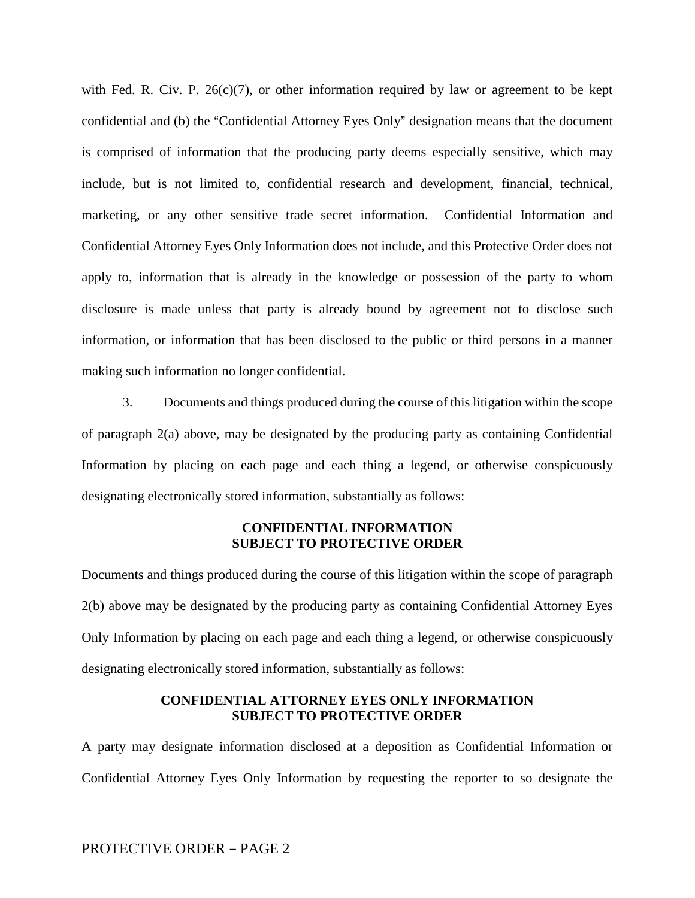with Fed. R. Civ. P. 26(c)(7), or other information required by law or agreement to be kept confidential and (b) the "Confidential Attorney Eyes Only" designation means that the document is comprised of information that the producing party deems especially sensitive, which may include, but is not limited to, confidential research and development, financial, technical, marketing, or any other sensitive trade secret information. Confidential Information and Confidential Attorney Eyes Only Information does not include, and this Protective Order does not apply to, information that is already in the knowledge or possession of the party to whom disclosure is made unless that party is already bound by agreement not to disclose such information, or information that has been disclosed to the public or third persons in a manner making such information no longer confidential.

3. Documents and things produced during the course of this litigation within the scope of paragraph 2(a) above, may be designated by the producing party as containing Confidential Information by placing on each page and each thing a legend, or otherwise conspicuously designating electronically stored information, substantially as follows:

**CONFIDENTIAL INFORMATION**
**SUBJECT TO PROTECTIVE ORDER**

Documents and things produced during the course of this litigation within the scope of paragraph 2(b) above may be designated by the producing party as containing Confidential Attorney Eyes Only Information by placing on each page and each thing a legend, or otherwise conspicuously designating electronically stored information, substantially as follows:

**CONFIDENTIAL ATTORNEY EYES ONLY INFORMATION**
**SUBJECT TO PROTECTIVE ORDER**

A party may designate information disclosed at a deposition as Confidential Information or Confidential Attorney Eyes Only Information by requesting the reporter to so designate the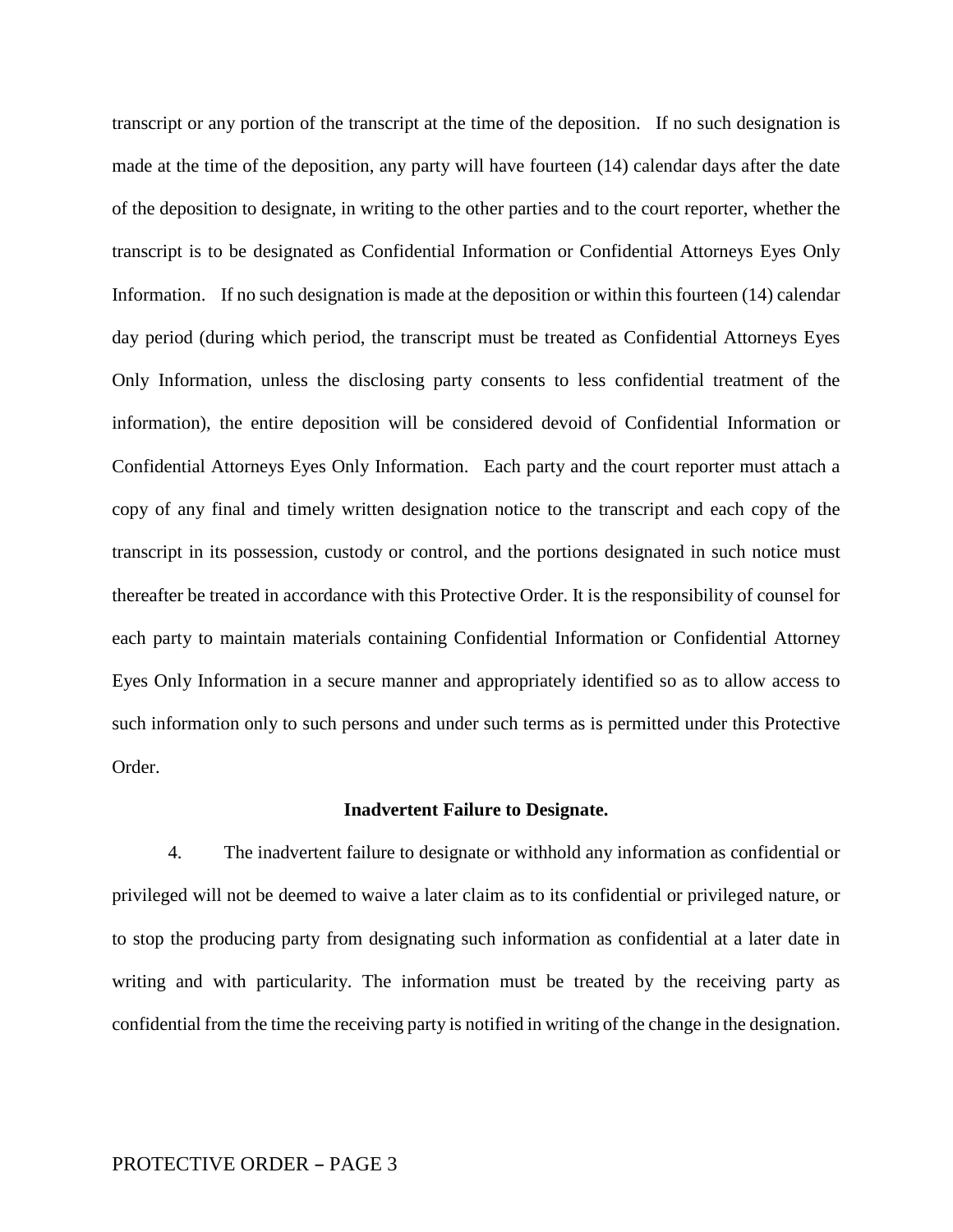transcript or any portion of the transcript at the time of the deposition. If no such designation is made at the time of the deposition, any party will have fourteen (14) calendar days after the date of the deposition to designate, in writing to the other parties and to the court reporter, whether the transcript is to be designated as Confidential Information or Confidential Attorneys Eyes Only Information. If no such designation is made at the deposition or within this fourteen (14) calendar day period (during which period, the transcript must be treated as Confidential Attorneys Eyes Only Information, unless the disclosing party consents to less confidential treatment of the information), the entire deposition will be considered devoid of Confidential Information or Confidential Attorneys Eyes Only Information. Each party and the court reporter must attach a copy of any final and timely written designation notice to the transcript and each copy of the transcript in its possession, custody or control, and the portions designated in such notice must thereafter be treated in accordance with this Protective Order. It is the responsibility of counsel for each party to maintain materials containing Confidential Information or Confidential Attorney Eyes Only Information in a secure manner and appropriately identified so as to allow access to such information only to such persons and under such terms as is permitted under this Protective Order.

**Inadvertent Failure to Designate.**

4. The inadvertent failure to designate or withhold any information as confidential or privileged will not be deemed to waive a later claim as to its confidential or privileged nature, or to stop the producing party from designating such information as confidential at a later date in writing and with particularity. The information must be treated by the receiving party as confidential from the time the receiving party is notified in writing of the change in the designation.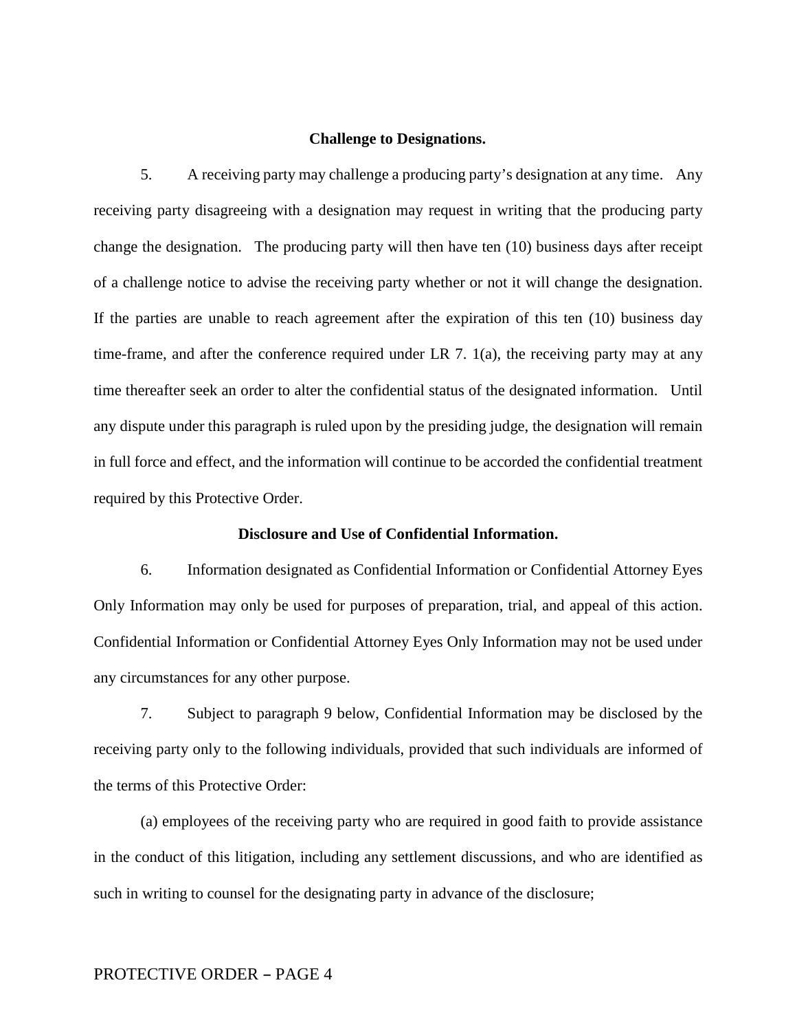**Challenge to Designations.**

5. A receiving party may challenge a producing party's designation at any time. Any receiving party disagreeing with a designation may request in writing that the producing party change the designation. The producing party will then have ten (10) business days after receipt of a challenge notice to advise the receiving party whether or not it will change the designation. If the parties are unable to reach agreement after the expiration of this ten (10) business day time-frame, and after the conference required under LR 7. 1(a), the receiving party may at any time thereafter seek an order to alter the confidential status of the designated information. Until any dispute under this paragraph is ruled upon by the presiding judge, the designation will remain in full force and effect, and the information will continue to be accorded the confidential treatment required by this Protective Order.

**Disclosure and Use of Confidential Information.**

6. Information designated as Confidential Information or Confidential Attorney Eyes Only Information may only be used for purposes of preparation, trial, and appeal of this action. Confidential Information or Confidential Attorney Eyes Only Information may not be used under any circumstances for any other purpose.

7. Subject to paragraph 9 below, Confidential Information may be disclosed by the receiving party only to the following individuals, provided that such individuals are informed of the terms of this Protective Order:

(a) employees of the receiving party who are required in good faith to provide assistance in the conduct of this litigation, including any settlement discussions, and who are identified as such in writing to counsel for the designating party in advance of the disclosure;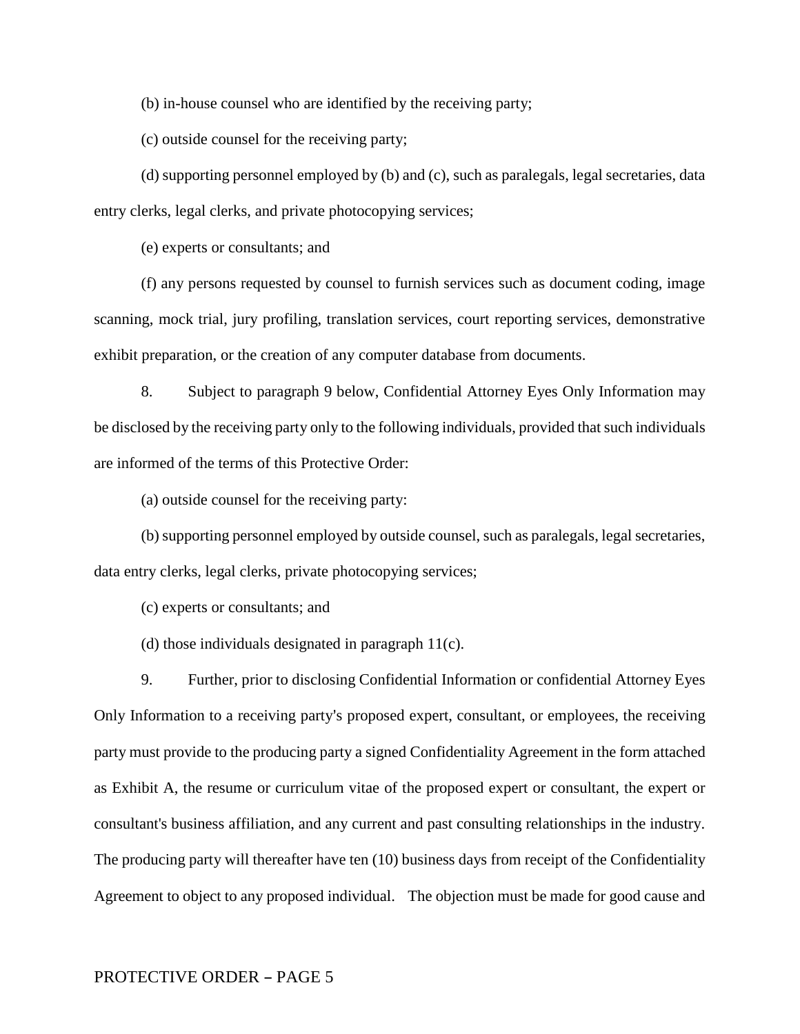(b) in-house counsel who are identified by the receiving party;

(c) outside counsel for the receiving party;

(d) supporting personnel employed by (b) and (c), such as paralegals, legal secretaries, data entry clerks, legal clerks, and private photocopying services;

(e) experts or consultants; and

(f) any persons requested by counsel to furnish services such as document coding, image scanning, mock trial, jury profiling, translation services, court reporting services, demonstrative exhibit preparation, or the creation of any computer database from documents.

8. Subject to paragraph 9 below, Confidential Attorney Eyes Only Information may be disclosed by the receiving party only to the following individuals, provided that such individuals are informed of the terms of this Protective Order:

(a) outside counsel for the receiving party:

(b) supporting personnel employed by outside counsel, such as paralegals, legal secretaries, data entry clerks, legal clerks, private photocopying services;

(c) experts or consultants; and

(d) those individuals designated in paragraph 11(c).

9. Further, prior to disclosing Confidential Information or confidential Attorney Eyes Only Information to a receiving party's proposed expert, consultant, or employees, the receiving party must provide to the producing party a signed Confidentiality Agreement in the form attached as Exhibit A, the resume or curriculum vitae of the proposed expert or consultant, the expert or consultant's business affiliation, and any current and past consulting relationships in the industry. The producing party will thereafter have ten (10) business days from receipt of the Confidentiality Agreement to object to any proposed individual. The objection must be made for good cause and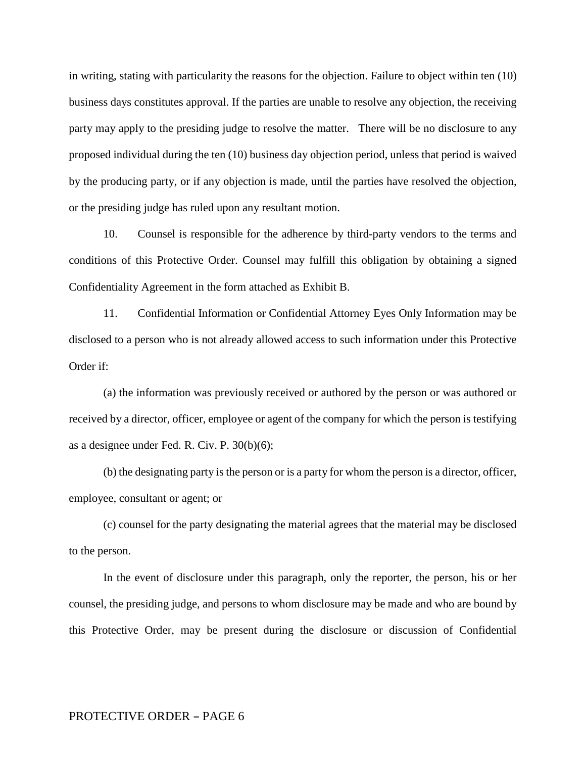in writing, stating with particularity the reasons for the objection. Failure to object within ten (10) business days constitutes approval. If the parties are unable to resolve any objection, the receiving party may apply to the presiding judge to resolve the matter. There will be no disclosure to any proposed individual during the ten (10) business day objection period, unless that period is waived by the producing party, or if any objection is made, until the parties have resolved the objection, or the presiding judge has ruled upon any resultant motion.

10. Counsel is responsible for the adherence by third-party vendors to the terms and conditions of this Protective Order. Counsel may fulfill this obligation by obtaining a signed Confidentiality Agreement in the form attached as Exhibit B.

11. Confidential Information or Confidential Attorney Eyes Only Information may be disclosed to a person who is not already allowed access to such information under this Protective Order if:

(a) the information was previously received or authored by the person or was authored or received by a director, officer, employee or agent of the company for which the person is testifying as a designee under Fed. R. Civ. P. 30(b)(6);

(b) the designating party is the person or is a party for whom the person is a director, officer, employee, consultant or agent; or

(c) counsel for the party designating the material agrees that the material may be disclosed to the person.

In the event of disclosure under this paragraph, only the reporter, the person, his or her counsel, the presiding judge, and persons to whom disclosure may be made and who are bound by this Protective Order, may be present during the disclosure or discussion of Confidential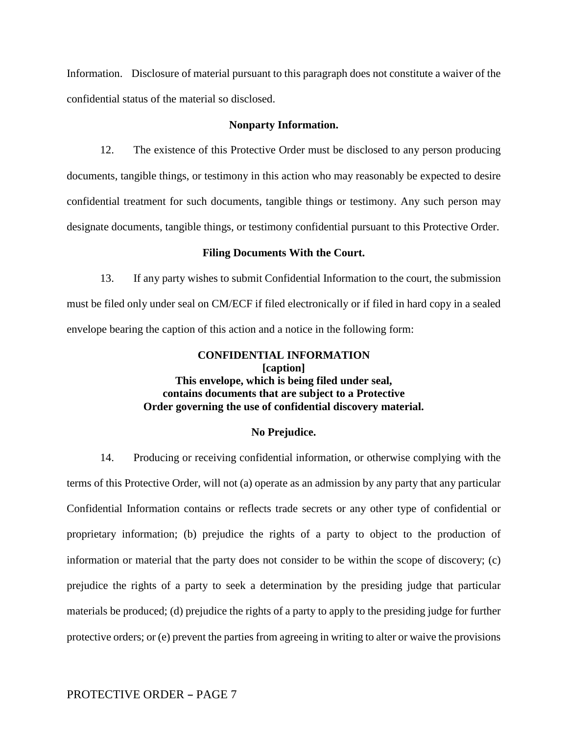Information. Disclosure of material pursuant to this paragraph does not constitute a waiver of the confidential status of the material so disclosed.

**Nonparty Information.**

12. The existence of this Protective Order must be disclosed to any person producing documents, tangible things, or testimony in this action who may reasonably be expected to desire confidential treatment for such documents, tangible things or testimony. Any such person may designate documents, tangible things, or testimony confidential pursuant to this Protective Order.

**Filing Documents With the Court.**

13. If any party wishes to submit Confidential Information to the court, the submission must be filed only under seal on CM/ECF if filed electronically or if filed in hard copy in a sealed envelope bearing the caption of this action and a notice in the following form:

**CONFIDENTIAL INFORMATION**
**[caption]**
**This envelope, which is being filed under seal, contains documents that are subject to a Protective Order governing the use of confidential discovery material.**

**No Prejudice.**

14. Producing or receiving confidential information, or otherwise complying with the terms of this Protective Order, will not (a) operate as an admission by any party that any particular Confidential Information contains or reflects trade secrets or any other type of confidential or proprietary information; (b) prejudice the rights of a party to object to the production of information or material that the party does not consider to be within the scope of discovery; (c) prejudice the rights of a party to seek a determination by the presiding judge that particular materials be produced; (d) prejudice the rights of a party to apply to the presiding judge for further protective orders; or (e) prevent the parties from agreeing in writing to alter or waive the provisions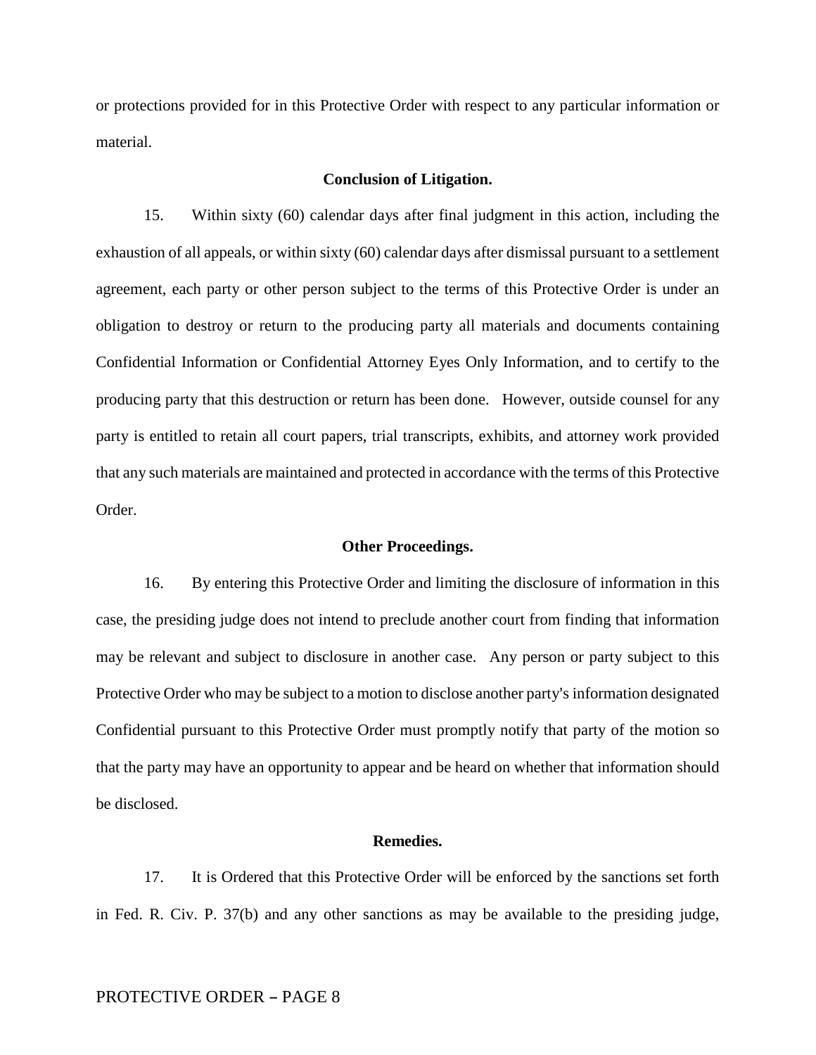or protections provided for in this Protective Order with respect to any particular information or material.

**Conclusion of Litigation.**

15. Within sixty (60) calendar days after final judgment in this action, including the exhaustion of all appeals, or within sixty (60) calendar days after dismissal pursuant to a settlement agreement, each party or other person subject to the terms of this Protective Order is under an obligation to destroy or return to the producing party all materials and documents containing Confidential Information or Confidential Attorney Eyes Only Information, and to certify to the producing party that this destruction or return has been done. However, outside counsel for any party is entitled to retain all court papers, trial transcripts, exhibits, and attorney work provided that any such materials are maintained and protected in accordance with the terms of this Protective Order.

**Other Proceedings.**

16. By entering this Protective Order and limiting the disclosure of information in this case, the presiding judge does not intend to preclude another court from finding that information may be relevant and subject to disclosure in another case. Any person or party subject to this Protective Order who may be subject to a motion to disclose another party's information designated Confidential pursuant to this Protective Order must promptly notify that party of the motion so that the party may have an opportunity to appear and be heard on whether that information should be disclosed.

**Remedies.**

17. It is Ordered that this Protective Order will be enforced by the sanctions set forth in Fed. R. Civ. P. 37(b) and any other sanctions as may be available to the presiding judge,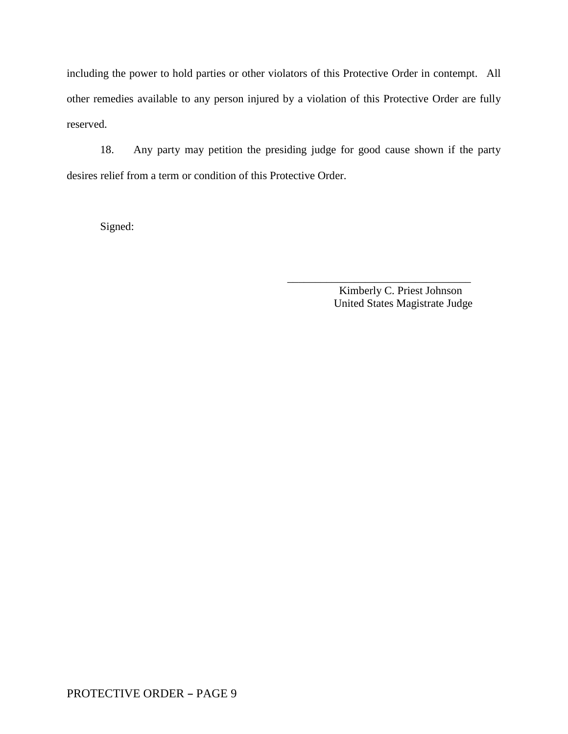including the power to hold parties or other violators of this Protective Order in contempt. All other remedies available to any person injured by a violation of this Protective Order are fully reserved.

18. Any party may petition the presiding judge for good cause shown if the party desires relief from a term or condition of this Protective Order.

Signed:

\_\_\_\_\_\_\_\_\_\_\_\_\_\_\_\_\_\_\_\_\_\_\_\_\_\_\_\_\_\_\_\_\_\_\_\_

Kimberly C. Priest Johnson
United States Magistrate Judge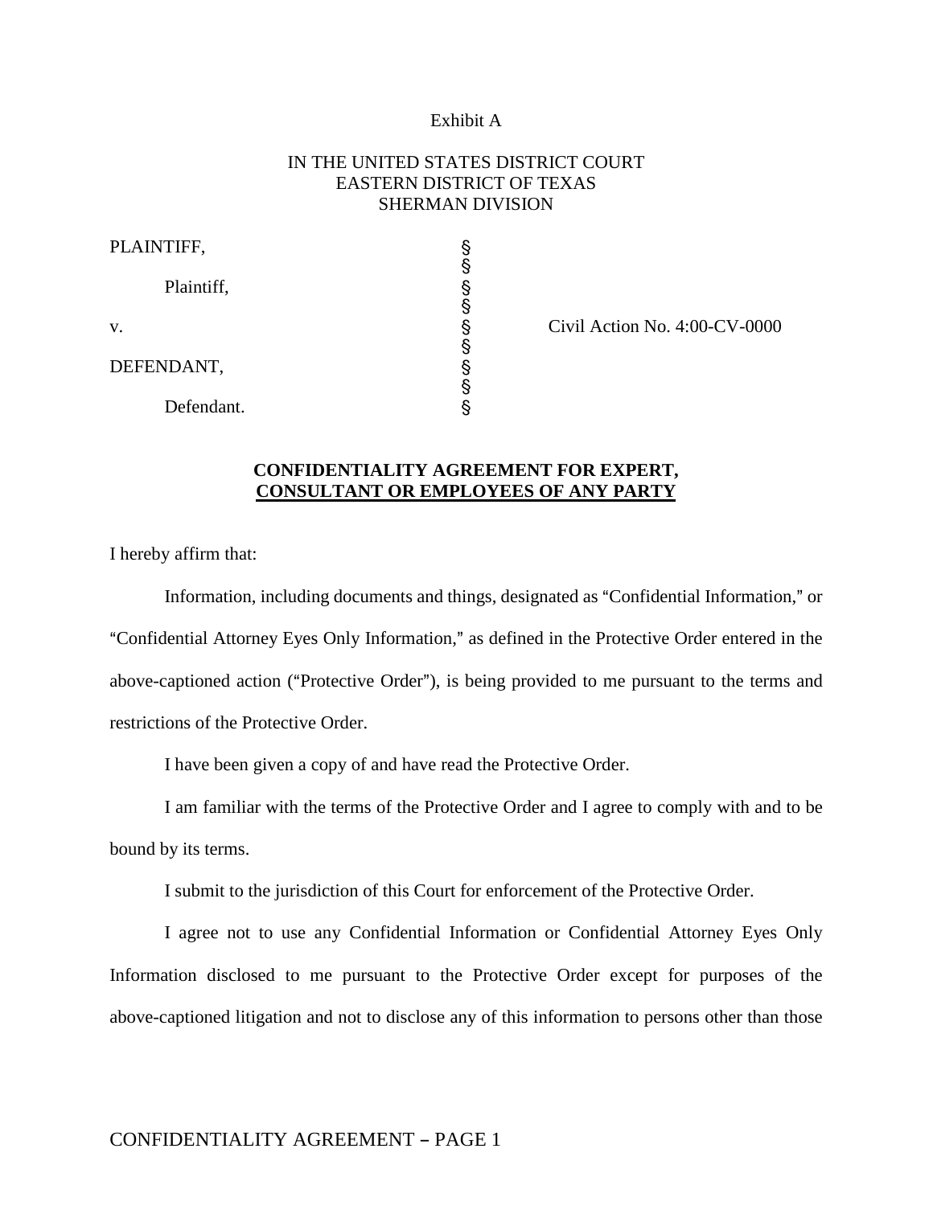Exhibit A

IN THE UNITED STATES DISTRICT COURT
EASTERN DISTRICT OF TEXAS
SHERMAN DIVISION

| | | |
|---|---|---|
| PLAINTIFF, | § | |
| | § | |
| Plaintiff, | § | |
| | § | |
| v. | § | Civil Action No. 4:00-CV-0000 |
| | § | |
| DEFENDANT, | § | |
| | § | |
| Defendant. | § | |

**CONFIDENTIALITY AGREEMENT FOR EXPERT, CONSULTANT OR EMPLOYEES OF ANY PARTY**

I hereby affirm that:

Information, including documents and things, designated as "Confidential Information," or "Confidential Attorney Eyes Only Information," as defined in the Protective Order entered in the above-captioned action ("Protective Order"), is being provided to me pursuant to the terms and restrictions of the Protective Order.

I have been given a copy of and have read the Protective Order.

I am familiar with the terms of the Protective Order and I agree to comply with and to be bound by its terms.

I submit to the jurisdiction of this Court for enforcement of the Protective Order.

I agree not to use any Confidential Information or Confidential Attorney Eyes Only Information disclosed to me pursuant to the Protective Order except for purposes of the above-captioned litigation and not to disclose any of this information to persons other than those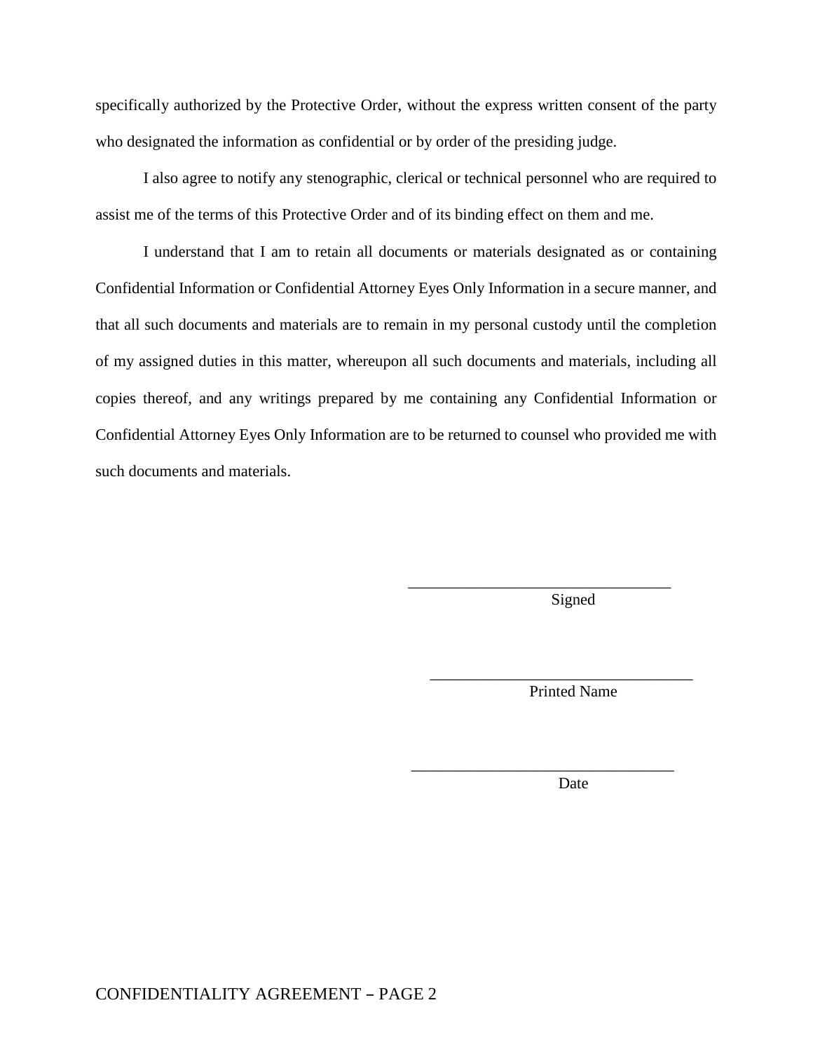specifically authorized by the Protective Order, without the express written consent of the party who designated the information as confidential or by order of the presiding judge.

I also agree to notify any stenographic, clerical or technical personnel who are required to assist me of the terms of this Protective Order and of its binding effect on them and me.

I understand that I am to retain all documents or materials designated as or containing Confidential Information or Confidential Attorney Eyes Only Information in a secure manner, and that all such documents and materials are to remain in my personal custody until the completion of my assigned duties in this matter, whereupon all such documents and materials, including all copies thereof, and any writings prepared by me containing any Confidential Information or Confidential Attorney Eyes Only Information are to be returned to counsel who provided me with such documents and materials.

\_\_\_\_\_\_\_\_\_\_\_\_\_\_\_\_\_\_\_\_\_\_\_\_\_\_\_\_\_\_\_\_\_\_

Signed

\_\_\_\_\_\_\_\_\_\_\_\_\_\_\_\_\_\_\_\_\_\_\_\_\_\_\_\_\_\_\_\_\_\_

Printed Name

\_\_\_\_\_\_\_\_\_\_\_\_\_\_\_\_\_\_\_\_\_\_\_\_\_\_\_\_\_\_\_\_\_\_

Date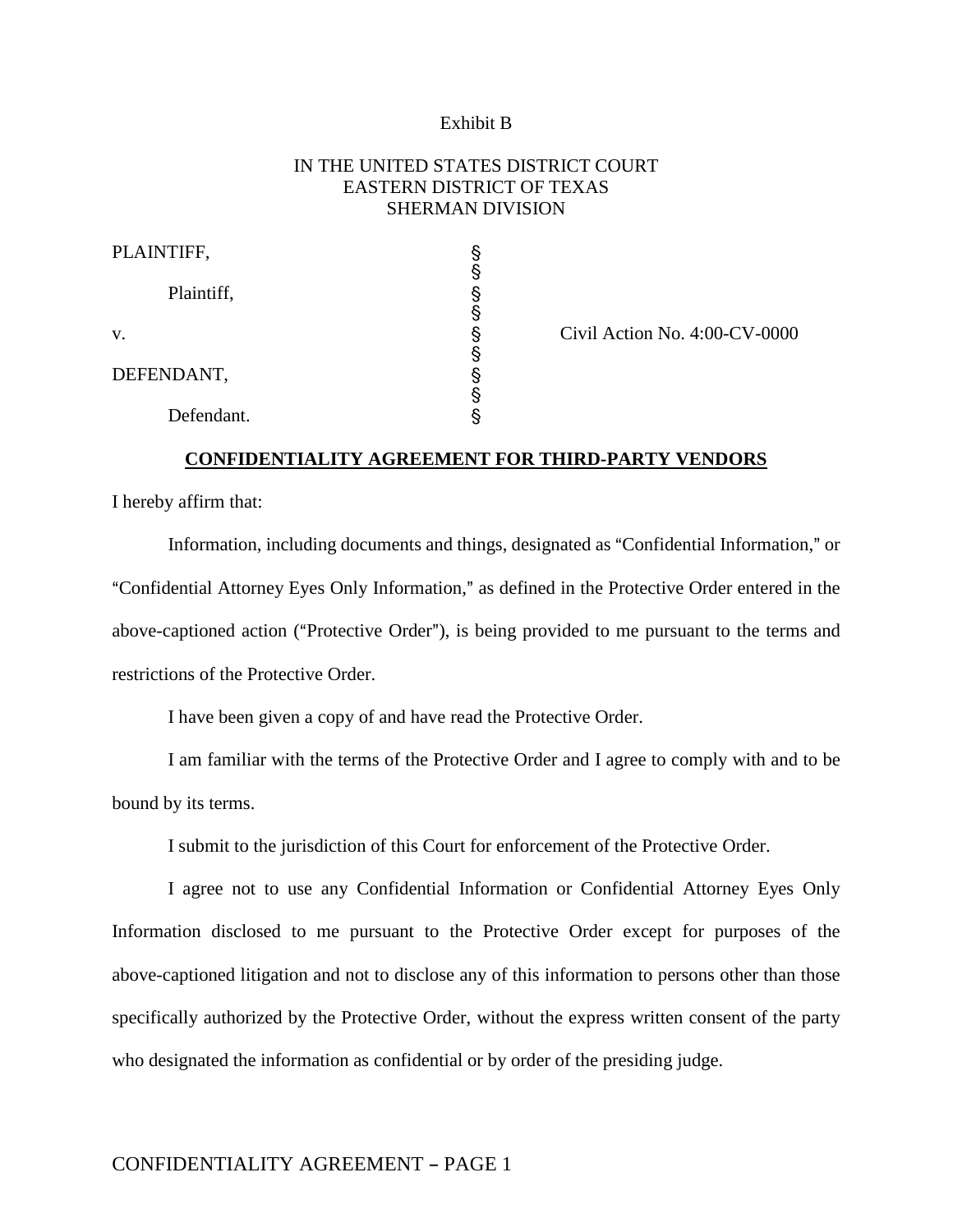Exhibit B

IN THE UNITED STATES DISTRICT COURT
EASTERN DISTRICT OF TEXAS
SHERMAN DIVISION

| | | |
|---|---|---|
| PLAINTIFF, | § | |
| | § | |
| Plaintiff, | § | |
| | § | |
| v. | § | Civil Action No. 4:00-CV-0000 |
| | § | |
| DEFENDANT, | § | |
| | § | |
| Defendant. | § | |

**CONFIDENTIALITY AGREEMENT FOR THIRD-PARTY VENDORS**

I hereby affirm that:

Information, including documents and things, designated as "Confidential Information," or "Confidential Attorney Eyes Only Information," as defined in the Protective Order entered in the above-captioned action ("Protective Order"), is being provided to me pursuant to the terms and restrictions of the Protective Order.

I have been given a copy of and have read the Protective Order.

I am familiar with the terms of the Protective Order and I agree to comply with and to be bound by its terms.

I submit to the jurisdiction of this Court for enforcement of the Protective Order.

I agree not to use any Confidential Information or Confidential Attorney Eyes Only Information disclosed to me pursuant to the Protective Order except for purposes of the above-captioned litigation and not to disclose any of this information to persons other than those specifically authorized by the Protective Order, without the express written consent of the party who designated the information as confidential or by order of the presiding judge.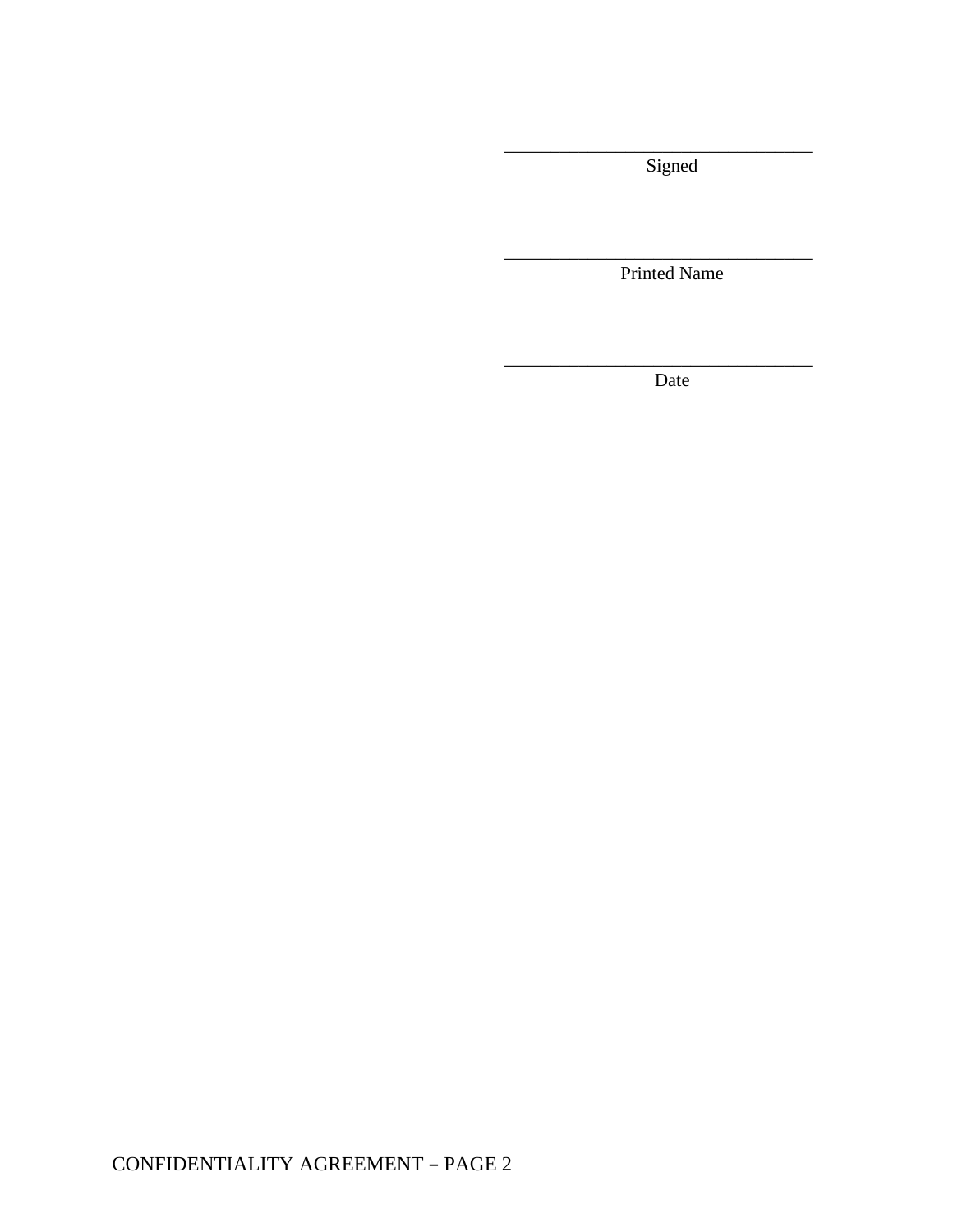\_\_\_\_\_\_\_\_\_\_\_\_\_\_\_\_\_\_\_\_\_\_\_\_\_\_\_\_\_\_\_\_\_\_

Signed

\_\_\_\_\_\_\_\_\_\_\_\_\_\_\_\_\_\_\_\_\_\_\_\_\_\_\_\_\_\_\_\_\_\_

Printed Name

\_\_\_\_\_\_\_\_\_\_\_\_\_\_\_\_\_\_\_\_\_\_\_\_\_\_\_\_\_\_\_\_\_\_

Date